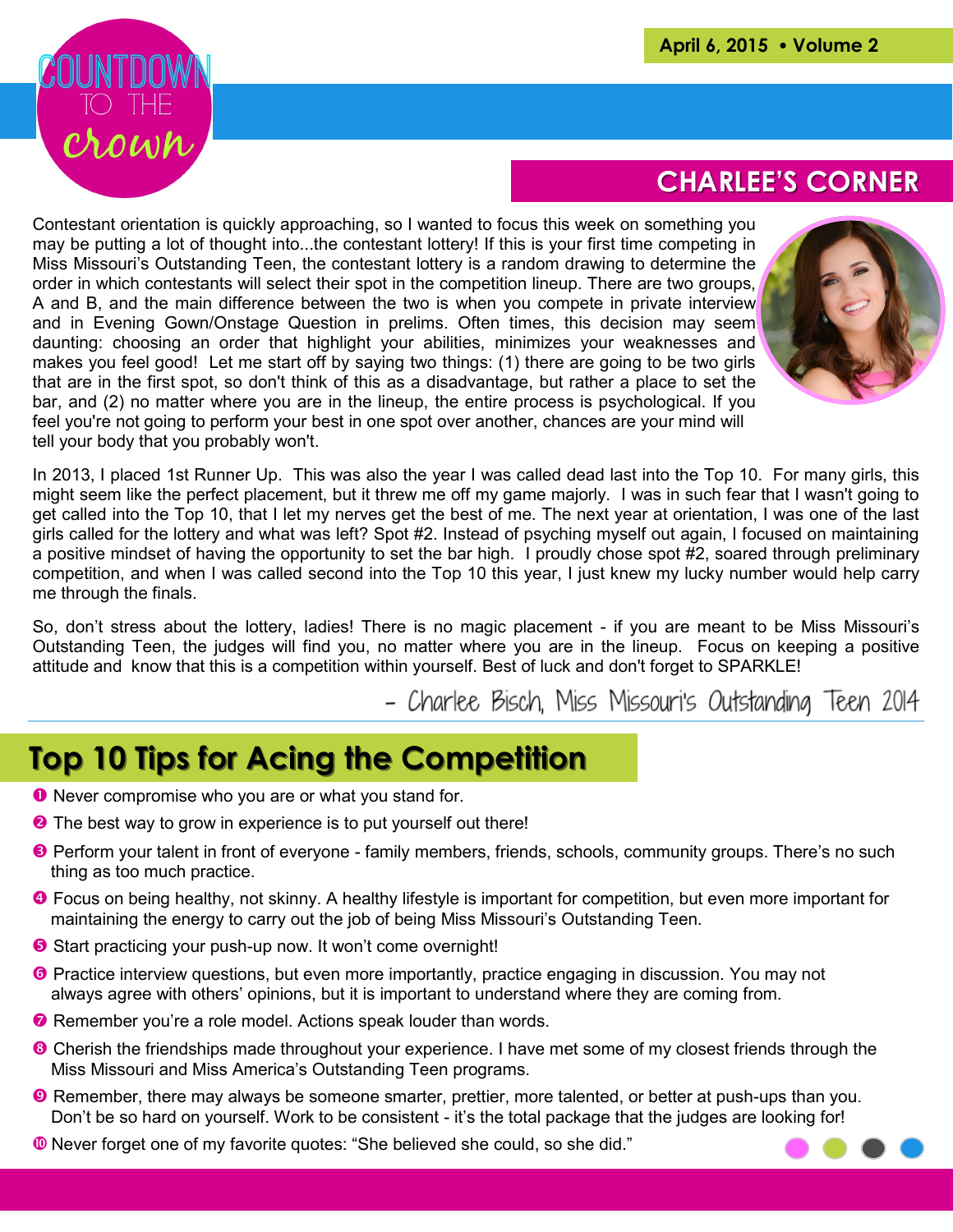# COUNTDOWN TO THE crown

April 6, 2015 • Volume 2

## CHARLEE'S CORNER

Contestant orientation is quickly approaching, so I wanted to focus this week on something you may be putting a lot of thought into...the contestant lottery! If this is your first time competing in Miss Missouri's Outstanding Teen, the contestant lottery is a random drawing to determine the order in which contestants will select their spot in the competition lineup. There are two groups, A and B, and the main difference between the two is when you compete in private interview and in Evening Gown/Onstage Question in prelims. Often times, this decision may seem daunting: choosing an order that highlight your abilities, minimizes your weaknesses and makes you feel good! Let me start off by saying two things: (1) there are going to be two girls that are in the first spot, so don't think of this as a disadvantage, but rather a place to set the bar, and (2) no matter where you are in the lineup, the entire process is psychological. If you feel you're not going to perform your best in one spot over another, chances are your mind will tell your body that you probably won't.

In 2013, I placed 1st Runner Up. This was also the year I was called dead last into the Top 10. For many girls, this might seem like the perfect placement, but it threw me off my game majorly. I was in such fear that I wasn't going to get called into the Top 10, that I let my nerves get the best of me. The next year at orientation, I was one of the last girls called for the lottery and what was left? Spot #2. Instead of psyching myself out again, I focused on maintaining a positive mindset of having the opportunity to set the bar high. I proudly chose spot #2, soared through preliminary competition, and when I was called second into the Top 10 this year, I just knew my lucky number would help carry me through the finals.

So, don't stress about the lottery, ladies! There is no magic placement - if you are meant to be Miss Missouri's Outstanding Teen, the judges will find you, no matter where you are in the lineup. Focus on keeping a positive attitude and know that this is a competition within yourself. Best of luck and don't forget to SPARKLE!

*- Charlee Bisch, Miss Missouri's Outstanding Teen 2014*

## Top 10 Tips for Acing the Competition

1. Never compromise who you are or what you stand for.
2. The best way to grow in experience is to put yourself out there!
3. Perform your talent in front of everyone - family members, friends, schools, community groups. There's no such thing as too much practice.
4. Focus on being healthy, not skinny. A healthy lifestyle is important for competition, but even more important for maintaining the energy to carry out the job of being Miss Missouri's Outstanding Teen.
5. Start practicing your push-up now. It won't come overnight!
6. Practice interview questions, but even more importantly, practice engaging in discussion. You may not always agree with others' opinions, but it is important to understand where they are coming from.
7. Remember you're a role model. Actions speak louder than words.
8. Cherish the friendships made throughout your experience. I have met some of my closest friends through the Miss Missouri and Miss America's Outstanding Teen programs.
9. Remember, there may always be someone smarter, prettier, more talented, or better at push-ups than you. Don't be so hard on yourself. Work to be consistent - it's the total package that the judges are looking for!
10. Never forget one of my favorite quotes: "She believed she could, so she did."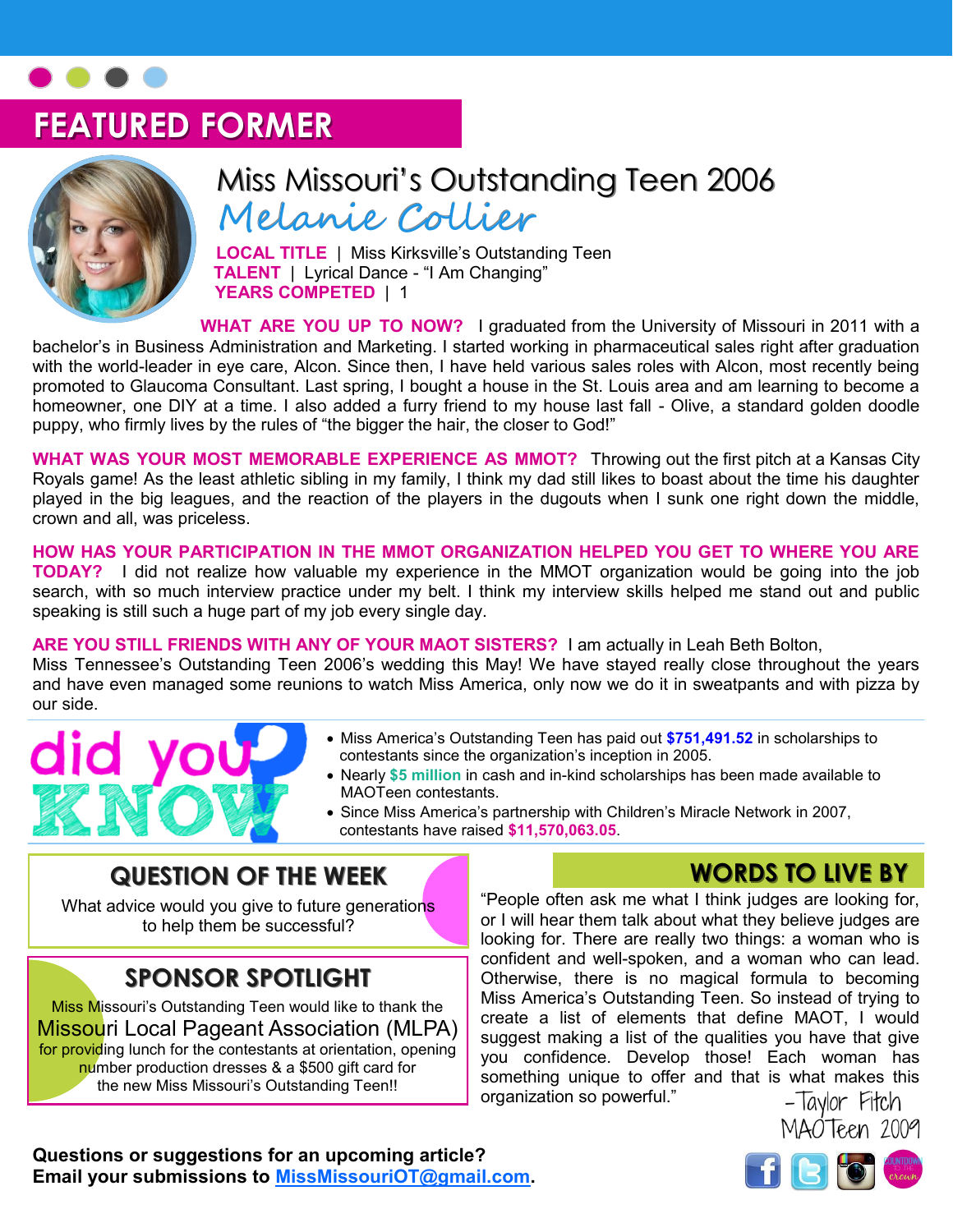# FEATURED FORMER

## Miss Missouri's Outstanding Teen 2006

### Melanie Collier

**LOCAL TITLE** | Miss Kirksville's Outstanding Teen
**TALENT** | Lyrical Dance - "I Am Changing"
**YEARS COMPETED** | 1

**WHAT ARE YOU UP TO NOW?** I graduated from the University of Missouri in 2011 with a bachelor's in Business Administration and Marketing. I started working in pharmaceutical sales right after graduation with the world-leader in eye care, Alcon. Since then, I have held various sales roles with Alcon, most recently being promoted to Glaucoma Consultant. Last spring, I bought a house in the St. Louis area and am learning to become a homeowner, one DIY at a time. I also added a furry friend to my house last fall - Olive, a standard golden doodle puppy, who firmly lives by the rules of "the bigger the hair, the closer to God!"

**WHAT WAS YOUR MOST MEMORABLE EXPERIENCE AS MMOT?** Throwing out the first pitch at a Kansas City Royals game! As the least athletic sibling in my family, I think my dad still likes to boast about the time his daughter played in the big leagues, and the reaction of the players in the dugouts when I sunk one right down the middle, crown and all, was priceless.

**HOW HAS YOUR PARTICIPATION IN THE MMOT ORGANIZATION HELPED YOU GET TO WHERE YOU ARE TODAY?** I did not realize how valuable my experience in the MMOT organization would be going into the job search, with so much interview practice under my belt. I think my interview skills helped me stand out and public speaking is still such a huge part of my job every single day.

**ARE YOU STILL FRIENDS WITH ANY OF YOUR MAOT SISTERS?** I am actually in Leah Beth Bolton, Miss Tennessee's Outstanding Teen 2006's wedding this May! We have stayed really close throughout the years and have even managed some reunions to watch Miss America, only now we do it in sweatpants and with pizza by our side.

## did you KNOW?

- Miss America's Outstanding Teen has paid out **$751,491.52** in scholarships to contestants since the organization's inception in 2005.
- Nearly **$5 million** in cash and in-kind scholarships has been made available to MAOTeen contestants.
- Since Miss America's partnership with Children's Miracle Network in 2007, contestants have raised **$11,570,063.05**.

## QUESTION OF THE WEEK

What advice would you give to future generations to help them be successful?

## SPONSOR SPOTLIGHT

Miss Missouri's Outstanding Teen would like to thank the Missouri Local Pageant Association (MLPA) for providing lunch for the contestants at orientation, opening number production dresses & a $500 gift card for the new Miss Missouri's Outstanding Teen!!

## WORDS TO LIVE BY

"People often ask me what I think judges are looking for, or I will hear them talk about what they believe judges are looking for. There are really two things: a woman who is confident and well-spoken, and a woman who can lead. Otherwise, there is no magical formula to becoming Miss America's Outstanding Teen. So instead of trying to create a list of elements that define MAOT, I would suggest making a list of the qualities you have that give you confidence. Develop those! Each woman has something unique to offer and that is what makes this organization so powerful."

-Taylor Fitch
MAOTeen 2009

**Questions or suggestions for an upcoming article?**
**Email your submissions to MissMissouriOT@gmail.com.**